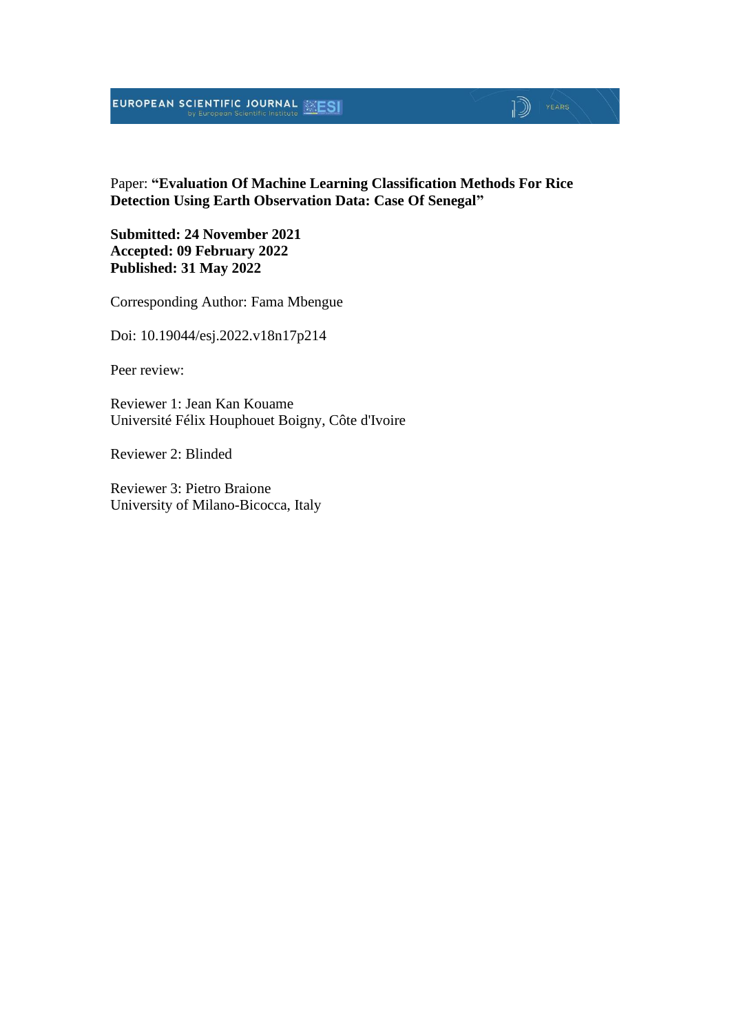Paper: **"Evaluation Of Machine Learning Classification Methods For Rice Detection Using Earth Observation Data: Case Of Senegal"**

**Submitted: 24 November 2021**
**Accepted: 09 February 2022**
**Published: 31 May 2022**

Corresponding Author: Fama Mbengue

Doi: 10.19044/esj.2022.v18n17p214

Peer review:

Reviewer 1: Jean Kan Kouame
Université Félix Houphouet Boigny, Côte d'Ivoire

Reviewer 2: Blinded

Reviewer 3: Pietro Braione
University of Milano-Bicocca, Italy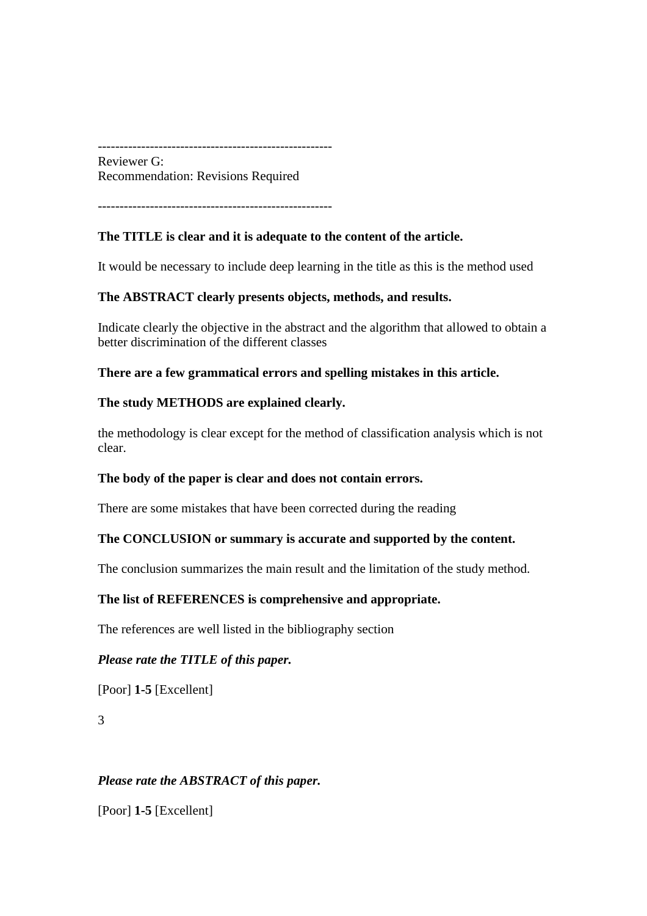-----------------------------------------------------
Reviewer G:
Recommendation: Revisions Required

-----------------------------------------------------

**The TITLE is clear and it is adequate to the content of the article.**

It would be necessary to include deep learning in the title as this is the method used

**The ABSTRACT clearly presents objects, methods, and results.**

Indicate clearly the objective in the abstract and the algorithm that allowed to obtain a better discrimination of the different classes

**There are a few grammatical errors and spelling mistakes in this article.**

**The study METHODS are explained clearly.**

the methodology is clear except for the method of classification analysis which is not clear.

**The body of the paper is clear and does not contain errors.**

There are some mistakes that have been corrected during the reading

**The CONCLUSION or summary is accurate and supported by the content.**

The conclusion summarizes the main result and the limitation of the study method.

**The list of REFERENCES is comprehensive and appropriate.**

The references are well listed in the bibliography section

***Please rate the TITLE of this paper.***

[Poor] **1-5** [Excellent]

3

***Please rate the ABSTRACT of this paper.***

[Poor] **1-5** [Excellent]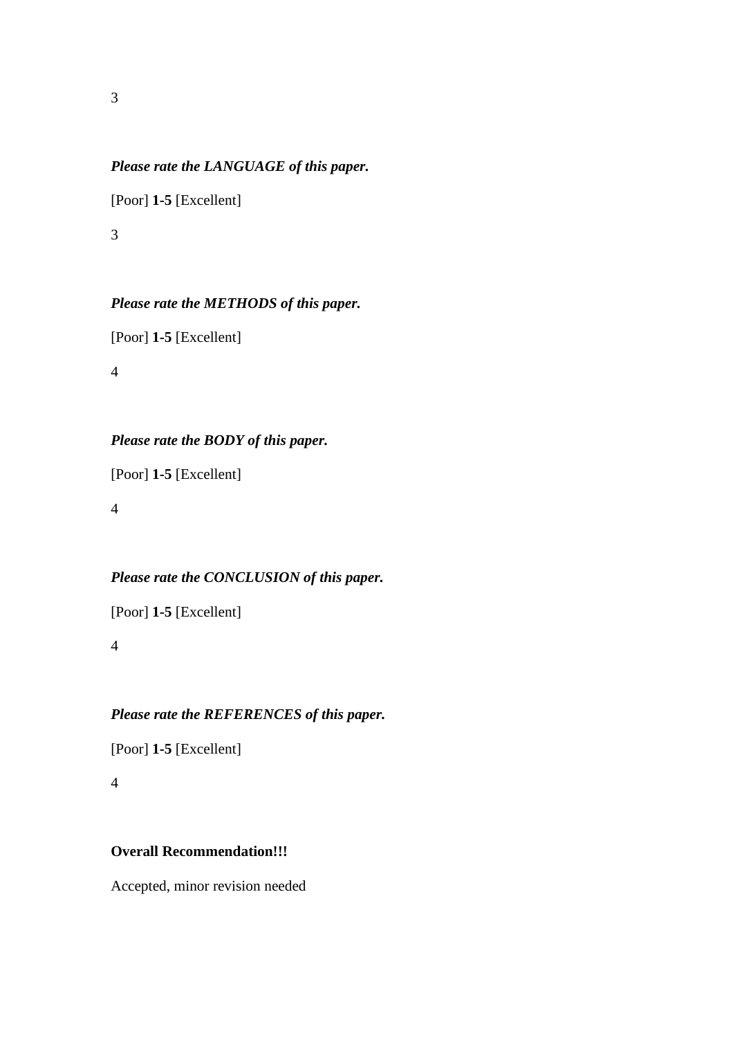3

***Please rate the LANGUAGE of this paper.***

[Poor] **1-5** [Excellent]

3

***Please rate the METHODS of this paper.***

[Poor] **1-5** [Excellent]

4

***Please rate the BODY of this paper.***

[Poor] **1-5** [Excellent]

4

***Please rate the CONCLUSION of this paper.***

[Poor] **1-5** [Excellent]

4

***Please rate the REFERENCES of this paper.***

[Poor] **1-5** [Excellent]

4

**Overall Recommendation!!!**

Accepted, minor revision needed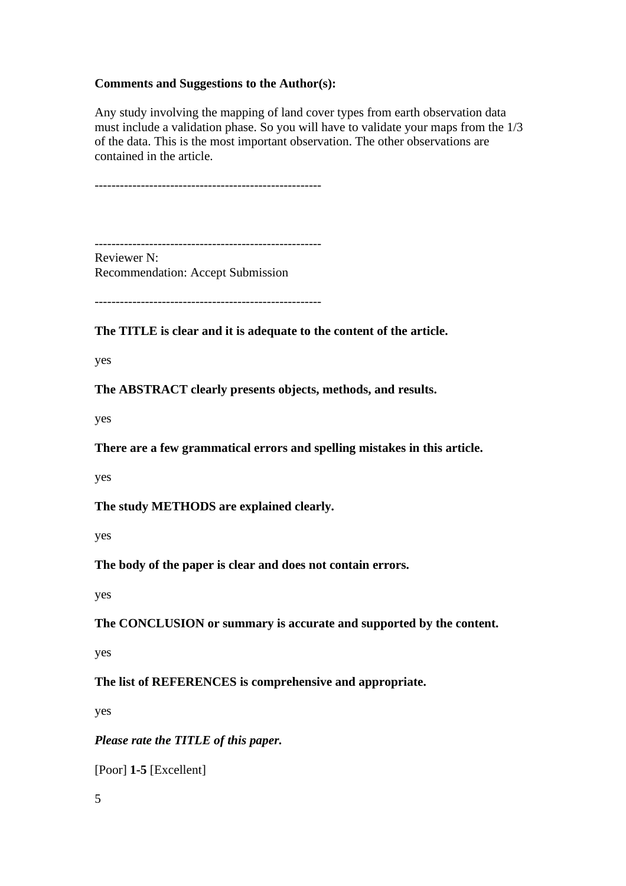**Comments and Suggestions to the Author(s):**

Any study involving the mapping of land cover types from earth observation data must include a validation phase. So you will have to validate your maps from the 1/3 of the data. This is the most important observation. The other observations are contained in the article.

-----------------------------------------------------

-----------------------------------------------------

Reviewer N:
Recommendation: Accept Submission

-----------------------------------------------------

**The TITLE is clear and it is adequate to the content of the article.**

yes

**The ABSTRACT clearly presents objects, methods, and results.**

yes

**There are a few grammatical errors and spelling mistakes in this article.**

yes

**The study METHODS are explained clearly.**

yes

**The body of the paper is clear and does not contain errors.**

yes

**The CONCLUSION or summary is accurate and supported by the content.**

yes

**The list of REFERENCES is comprehensive and appropriate.**

yes

***Please rate the TITLE of this paper.***

[Poor] **1-5** [Excellent]

5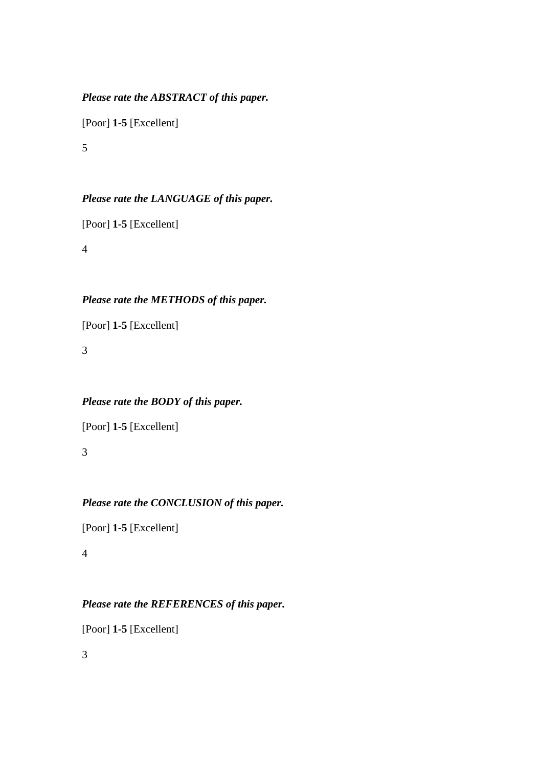***Please rate the ABSTRACT of this paper.***

[Poor] **1-5** [Excellent]

5

***Please rate the LANGUAGE of this paper.***

[Poor] **1-5** [Excellent]

4

***Please rate the METHODS of this paper.***

[Poor] **1-5** [Excellent]

3

***Please rate the BODY of this paper.***

[Poor] **1-5** [Excellent]

3

***Please rate the CONCLUSION of this paper.***

[Poor] **1-5** [Excellent]

4

***Please rate the REFERENCES of this paper.***

[Poor] **1-5** [Excellent]

3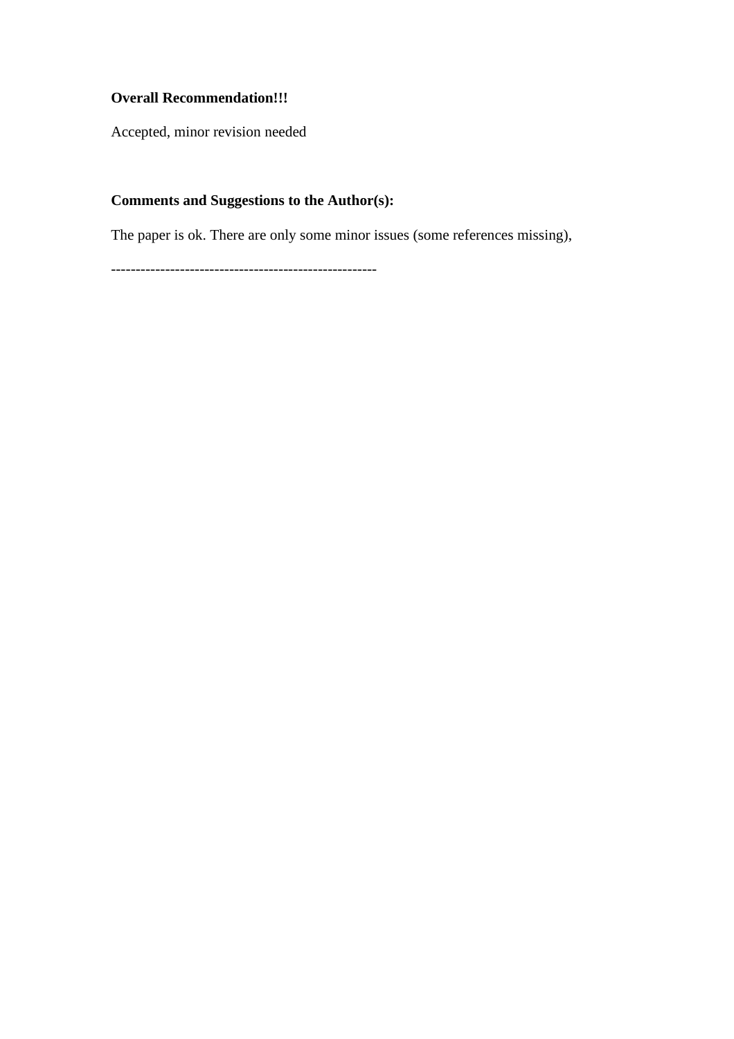**Overall Recommendation!!!**

Accepted, minor revision needed

**Comments and Suggestions to the Author(s):**

The paper is ok. There are only some minor issues (some references missing),

-----------------------------------------------------